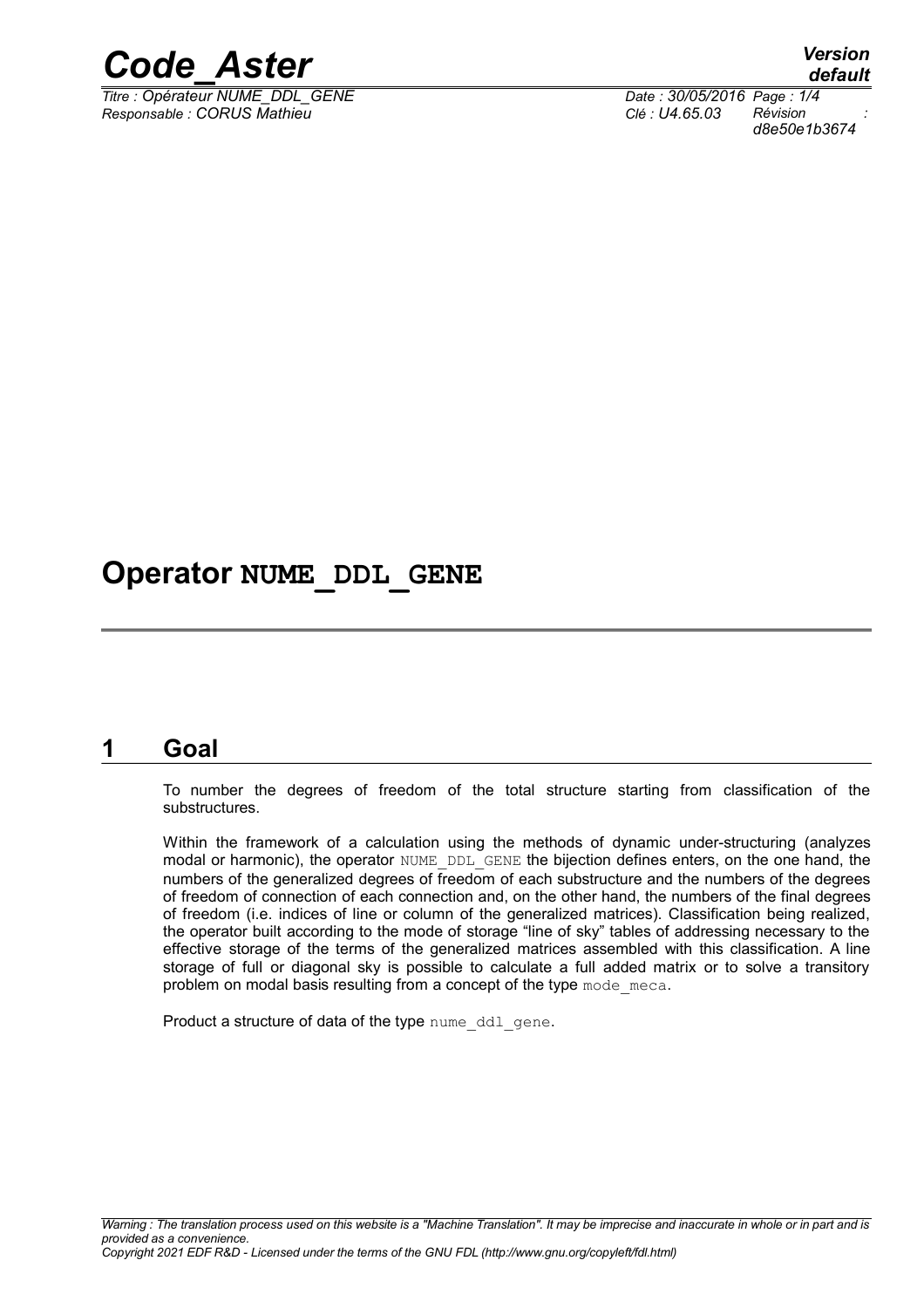# Operator NUME_DDL_GENE

## 1 Goal

To number the degrees of freedom of the total structure starting from classification of the substructures.

Within the framework of a calculation using the methods of dynamic under-structuring (analyzes modal or harmonic), the operator NUME_DDL_GENE the bijection defines enters, on the one hand, the numbers of the generalized degrees of freedom of each substructure and the numbers of the degrees of freedom of connection of each connection and, on the other hand, the numbers of the final degrees of freedom (i.e. indices of line or column of the generalized matrices). Classification being realized, the operator built according to the mode of storage "line of sky" tables of addressing necessary to the effective storage of the terms of the generalized matrices assembled with this classification. A line storage of full or diagonal sky is possible to calculate a full added matrix or to solve a transitory problem on modal basis resulting from a concept of the type mode_meca.

Product a structure of data of the type nume_ddl_gene.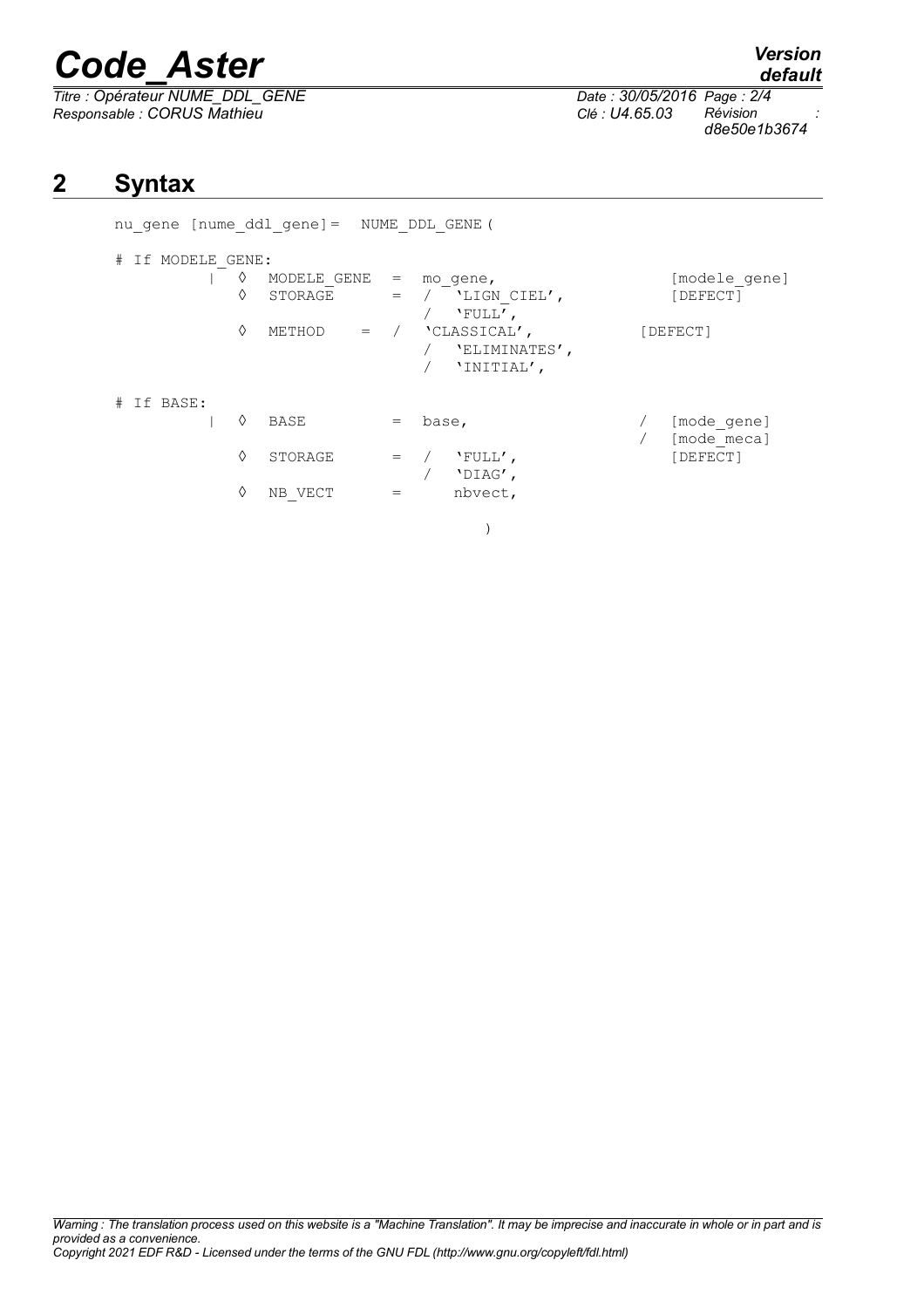# 2 Syntax

```
nu_gene [nume_ddl_gene]=  NUME_DDL_GENE (

# If MODELE_GENE:
          |  ◊   MODELE_GENE  =  mo_gene,                  [modele_gene]
             ◊   STORAGE      =  /  'LIGN_CIEL',           [DEFECT]
                                 /  'FULL',
             ◊   METHOD    =  /  'CLASSICAL',              [DEFECT]
                                 /  'ELIMINATES',
                                 /  'INITIAL',

# If BASE:
          |  ◊   BASE         =  base,                  /  [mode_gene]
                                                        /  [mode_meca]
             ◊   STORAGE      =  /  'FULL',                [DEFECT]
                                 /  'DIAG',
             ◊   NB_VECT      =     nbvect,

                                        )
```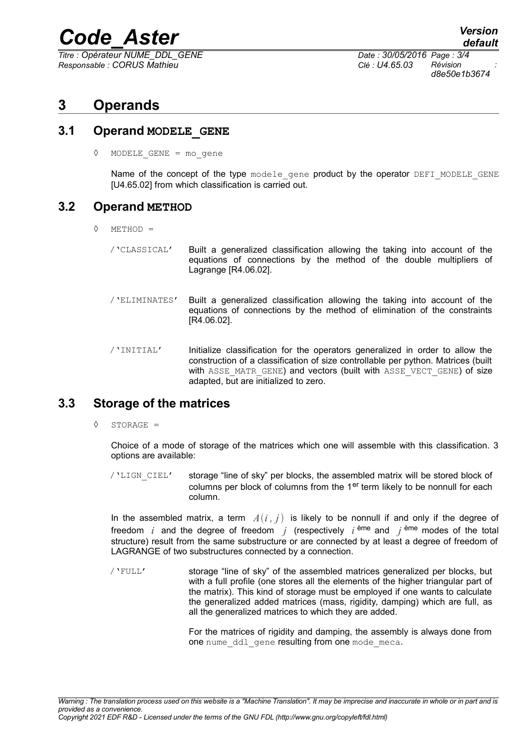# 3 Operands

## 3.1 Operand MODELE_GENE

◊ MODELE_GENE = mo_gene

Name of the concept of the type modele_gene product by the operator DEFI_MODELE_GENE [U4.65.02] from which classification is carried out.

## 3.2 Operand METHOD

◊ METHOD =

/'CLASSICAL' Built a generalized classification allowing the taking into account of the equations of connections by the method of the double multipliers of Lagrange [R4.06.02].

/'ELIMINATES' Built a generalized classification allowing the taking into account of the equations of connections by the method of elimination of the constraints [R4.06.02].

/'INITIAL' Initialize classification for the operators generalized in order to allow the construction of a classification of size controllable per python. Matrices (built with ASSE_MATR_GENE) and vectors (built with ASSE_VECT_GENE) of size adapted, but are initialized to zero.

## 3.3 Storage of the matrices

◊ STORAGE =

Choice of a mode of storage of the matrices which one will assemble with this classification. 3 options are available:

/'LIGN_CIEL' storage "line of sky" per blocks, the assembled matrix will be stored block of columns per block of columns from the 1[er] term likely to be nonnull for each column.

In the assembled matrix, a term $A(i, j)$ is likely to be nonnull if and only if the degree of freedom $i$ and the degree of freedom $j$ (respectively $i$ ème and $j$ ème modes of the total structure) result from the same substructure or are connected by at least a degree of freedom of LAGRANGE of two substructures connected by a connection.

/'FULL' storage "line of sky" of the assembled matrices generalized per blocks, but with a full profile (one stores all the elements of the higher triangular part of the matrix). This kind of storage must be employed if one wants to calculate the generalized added matrices (mass, rigidity, damping) which are full, as all the generalized matrices to which they are added.

For the matrices of rigidity and damping, the assembly is always done from one nume_ddl_gene resulting from one mode_meca.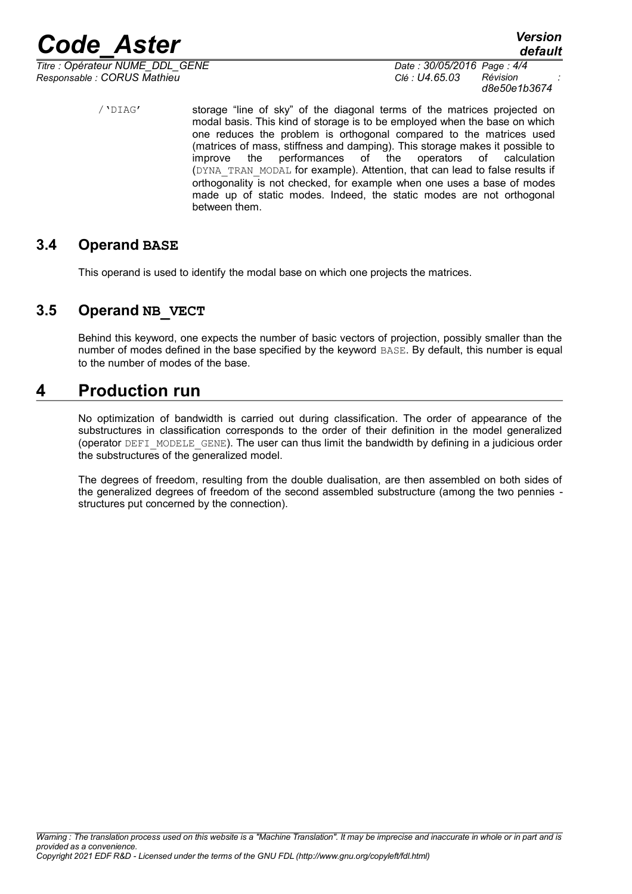/'DIAG' storage "line of sky" of the diagonal terms of the matrices projected on modal basis. This kind of storage is to be employed when the base on which one reduces the problem is orthogonal compared to the matrices used (matrices of mass, stiffness and damping). This storage makes it possible to improve the performances of the operators of calculation (DYNA_TRAN_MODAL for example). Attention, that can lead to false results if orthogonality is not checked, for example when one uses a base of modes made up of static modes. Indeed, the static modes are not orthogonal between them.

### 3.4 Operand BASE

This operand is used to identify the modal base on which one projects the matrices.

### 3.5 Operand NB_VECT

Behind this keyword, one expects the number of basic vectors of projection, possibly smaller than the number of modes defined in the base specified by the keyword BASE. By default, this number is equal to the number of modes of the base.

## 4 Production run

No optimization of bandwidth is carried out during classification. The order of appearance of the substructures in classification corresponds to the order of their definition in the model generalized (operator DEFI_MODELE_GENE). The user can thus limit the bandwidth by defining in a judicious order the substructures of the generalized model.

The degrees of freedom, resulting from the double dualisation, are then assembled on both sides of the generalized degrees of freedom of the second assembled substructure (among the two pennies - structures put concerned by the connection).